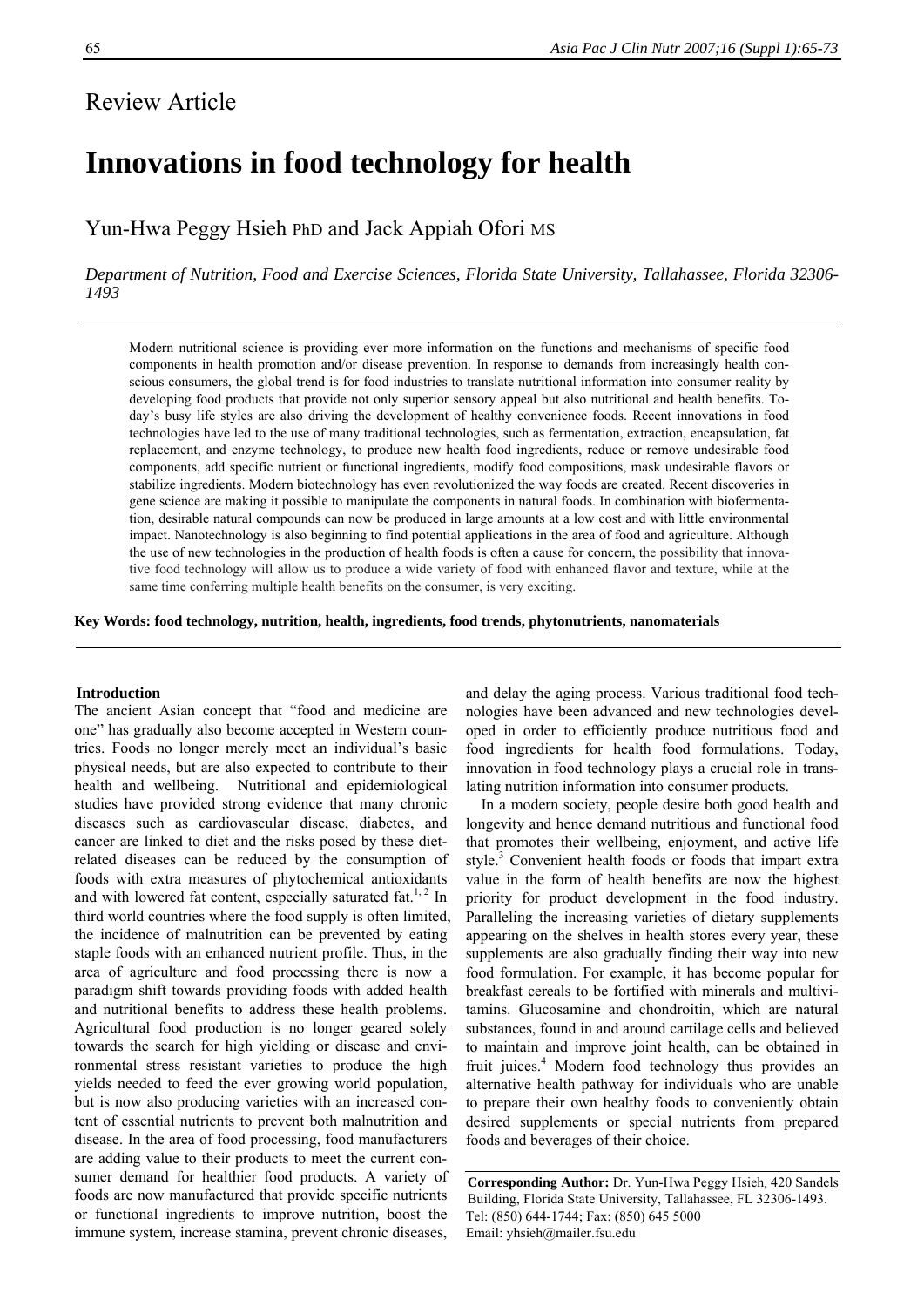Review Article

# Innovations in food technology for health

Yun-Hwa Peggy Hsieh PhD and Jack Appiah Ofori MS

*Department of Nutrition, Food and Exercise Sciences, Florida State University, Tallahassee, Florida 32306-1493*

Modern nutritional science is providing ever more information on the functions and mechanisms of specific food components in health promotion and/or disease prevention. In response to demands from increasingly health conscious consumers, the global trend is for food industries to translate nutritional information into consumer reality by developing food products that provide not only superior sensory appeal but also nutritional and health benefits. Today's busy life styles are also driving the development of healthy convenience foods. Recent innovations in food technologies have led to the use of many traditional technologies, such as fermentation, extraction, encapsulation, fat replacement, and enzyme technology, to produce new health food ingredients, reduce or remove undesirable food components, add specific nutrient or functional ingredients, modify food compositions, mask undesirable flavors or stabilize ingredients. Modern biotechnology has even revolutionized the way foods are created. Recent discoveries in gene science are making it possible to manipulate the components in natural foods. In combination with biofermentation, desirable natural compounds can now be produced in large amounts at a low cost and with little environmental impact. Nanotechnology is also beginning to find potential applications in the area of food and agriculture. Although the use of new technologies in the production of health foods is often a cause for concern, the possibility that innovative food technology will allow us to produce a wide variety of food with enhanced flavor and texture, while at the same time conferring multiple health benefits on the consumer, is very exciting.

**Key Words: food technology, nutrition, health, ingredients, food trends, phytonutrients, nanomaterials**

## Introduction

The ancient Asian concept that "food and medicine are one" has gradually also become accepted in Western countries. Foods no longer merely meet an individual's basic physical needs, but are also expected to contribute to their health and wellbeing. Nutritional and epidemiological studies have provided strong evidence that many chronic diseases such as cardiovascular disease, diabetes, and cancer are linked to diet and the risks posed by these diet-related diseases can be reduced by the consumption of foods with extra measures of phytochemical antioxidants and with lowered fat content, especially saturated fat.[1, 2] In third world countries where the food supply is often limited, the incidence of malnutrition can be prevented by eating staple foods with an enhanced nutrient profile. Thus, in the area of agriculture and food processing there is now a paradigm shift towards providing foods with added health and nutritional benefits to address these health problems. Agricultural food production is no longer geared solely towards the search for high yielding or disease and environmental stress resistant varieties to produce the high yields needed to feed the ever growing world population, but is now also producing varieties with an increased content of essential nutrients to prevent both malnutrition and disease. In the area of food processing, food manufacturers are adding value to their products to meet the current consumer demand for healthier food products. A variety of foods are now manufactured that provide specific nutrients or functional ingredients to improve nutrition, boost the immune system, increase stamina, prevent chronic diseases, and delay the aging process. Various traditional food technologies have been advanced and new technologies developed in order to efficiently produce nutritious food and food ingredients for health food formulations. Today, innovation in food technology plays a crucial role in translating nutrition information into consumer products.

In a modern society, people desire both good health and longevity and hence demand nutritious and functional food that promotes their wellbeing, enjoyment, and active life style.[3] Convenient health foods or foods that impart extra value in the form of health benefits are now the highest priority for product development in the food industry. Paralleling the increasing varieties of dietary supplements appearing on the shelves in health stores every year, these supplements are also gradually finding their way into new food formulation. For example, it has become popular for breakfast cereals to be fortified with minerals and multivitamins. Glucosamine and chondroitin, which are natural substances, found in and around cartilage cells and believed to maintain and improve joint health, can be obtained in fruit juices.[4] Modern food technology thus provides an alternative health pathway for individuals who are unable to prepare their own healthy foods to conveniently obtain desired supplements or special nutrients from prepared foods and beverages of their choice.

**Corresponding Author:** Dr. Yun-Hwa Peggy Hsieh, 420 Sandels Building, Florida State University, Tallahassee, FL 32306-1493. Tel: (850) 644-1744; Fax: (850) 645 5000 Email: yhsieh@mailer.fsu.edu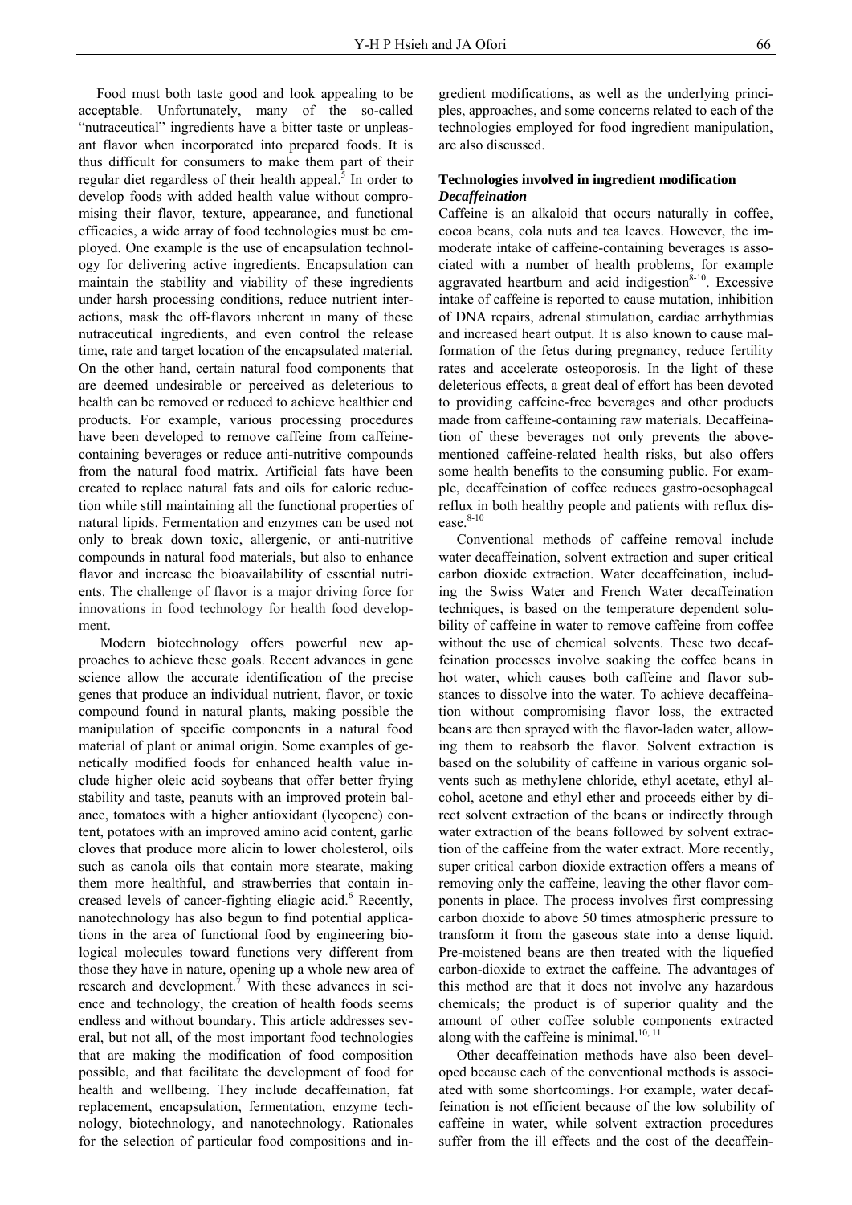Food must both taste good and look appealing to be acceptable. Unfortunately, many of the so-called "nutraceutical" ingredients have a bitter taste or unpleasant flavor when incorporated into prepared foods. It is thus difficult for consumers to make them part of their regular diet regardless of their health appeal.[5] In order to develop foods with added health value without compromising their flavor, texture, appearance, and functional efficacies, a wide array of food technologies must be employed. One example is the use of encapsulation technology for delivering active ingredients. Encapsulation can maintain the stability and viability of these ingredients under harsh processing conditions, reduce nutrient interactions, mask the off-flavors inherent in many of these nutraceutical ingredients, and even control the release time, rate and target location of the encapsulated material. On the other hand, certain natural food components that are deemed undesirable or perceived as deleterious to health can be removed or reduced to achieve healthier end products. For example, various processing procedures have been developed to remove caffeine from caffeine-containing beverages or reduce anti-nutritive compounds from the natural food matrix. Artificial fats have been created to replace natural fats and oils for caloric reduction while still maintaining all the functional properties of natural lipids. Fermentation and enzymes can be used not only to break down toxic, allergenic, or anti-nutritive compounds in natural food materials, but also to enhance flavor and increase the bioavailability of essential nutrients. The challenge of flavor is a major driving force for innovations in food technology for health food development.

Modern biotechnology offers powerful new approaches to achieve these goals. Recent advances in gene science allow the accurate identification of the precise genes that produce an individual nutrient, flavor, or toxic compound found in natural plants, making possible the manipulation of specific components in a natural food material of plant or animal origin. Some examples of genetically modified foods for enhanced health value include higher oleic acid soybeans that offer better frying stability and taste, peanuts with an improved protein balance, tomatoes with a higher antioxidant (lycopene) content, potatoes with an improved amino acid content, garlic cloves that produce more alicin to lower cholesterol, oils such as canola oils that contain more stearate, making them more healthful, and strawberries that contain increased levels of cancer-fighting eliagic acid.[6] Recently, nanotechnology has also begun to find potential applications in the area of functional food by engineering biological molecules toward functions very different from those they have in nature, opening up a whole new area of research and development.[7] With these advances in science and technology, the creation of health foods seems endless and without boundary. This article addresses several, but not all, of the most important food technologies that are making the modification of food composition possible, and that facilitate the development of food for health and wellbeing. They include decaffeination, fat replacement, encapsulation, fermentation, enzyme technology, biotechnology, and nanotechnology. Rationales for the selection of particular food compositions and ingredient modifications, as well as the underlying principles, approaches, and some concerns related to each of the technologies employed for food ingredient manipulation, are also discussed.

## Technologies involved in ingredient modification

### *Decaffeination*

Caffeine is an alkaloid that occurs naturally in coffee, cocoa beans, cola nuts and tea leaves. However, the immoderate intake of caffeine-containing beverages is associated with a number of health problems, for example aggravated heartburn and acid indigestion[8-10]. Excessive intake of caffeine is reported to cause mutation, inhibition of DNA repairs, adrenal stimulation, cardiac arrhythmias and increased heart output. It is also known to cause malformation of the fetus during pregnancy, reduce fertility rates and accelerate osteoporosis. In the light of these deleterious effects, a great deal of effort has been devoted to providing caffeine-free beverages and other products made from caffeine-containing raw materials. Decaffeination of these beverages not only prevents the above-mentioned caffeine-related health risks, but also offers some health benefits to the consuming public. For example, decaffeination of coffee reduces gastro-oesophageal reflux in both healthy people and patients with reflux disease.[8-10]

Conventional methods of caffeine removal include water decaffeination, solvent extraction and super critical carbon dioxide extraction. Water decaffeination, including the Swiss Water and French Water decaffeination techniques, is based on the temperature dependent solubility of caffeine in water to remove caffeine from coffee without the use of chemical solvents. These two decaffeination processes involve soaking the coffee beans in hot water, which causes both caffeine and flavor substances to dissolve into the water. To achieve decaffeination without compromising flavor loss, the extracted beans are then sprayed with the flavor-laden water, allowing them to reabsorb the flavor. Solvent extraction is based on the solubility of caffeine in various organic solvents such as methylene chloride, ethyl acetate, ethyl alcohol, acetone and ethyl ether and proceeds either by direct solvent extraction of the beans or indirectly through water extraction of the beans followed by solvent extraction of the caffeine from the water extract. More recently, super critical carbon dioxide extraction offers a means of removing only the caffeine, leaving the other flavor components in place. The process involves first compressing carbon dioxide to above 50 times atmospheric pressure to transform it from the gaseous state into a dense liquid. Pre-moistened beans are then treated with the liquefied carbon-dioxide to extract the caffeine. The advantages of this method are that it does not involve any hazardous chemicals; the product is of superior quality and the amount of other coffee soluble components extracted along with the caffeine is minimal.[10, 11]

Other decaffeination methods have also been developed because each of the conventional methods is associated with some shortcomings. For example, water decaffeination is not efficient because of the low solubility of caffeine in water, while solvent extraction procedures suffer from the ill effects and the cost of the decaffein-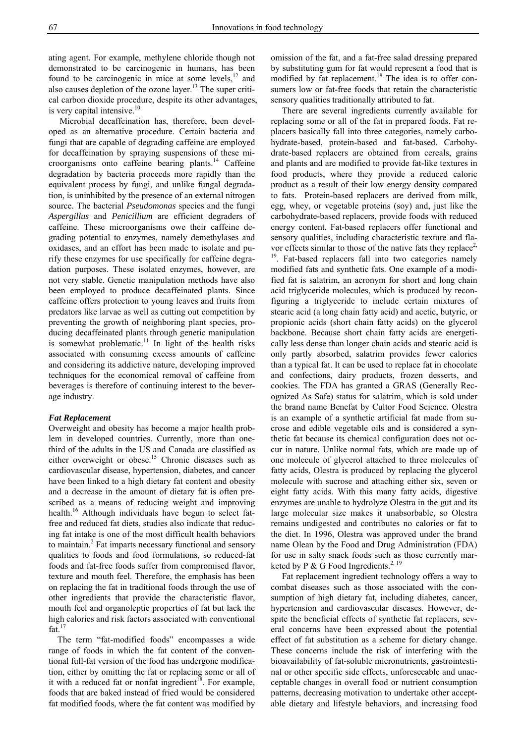ating agent. For example, methylene chloride though not demonstrated to be carcinogenic in humans, has been found to be carcinogenic in mice at some levels,[12] and also causes depletion of the ozone layer.[13] The super critical carbon dioxide procedure, despite its other advantages, is very capital intensive.[10]

Microbial decaffeination has, therefore, been developed as an alternative procedure. Certain bacteria and fungi that are capable of degrading caffeine are employed for decaffeination by spraying suspensions of these microorganisms onto caffeine bearing plants.[14] Caffeine degradation by bacteria proceeds more rapidly than the equivalent process by fungi, and unlike fungal degradation, is uninhibited by the presence of an external nitrogen source. The bacterial *Pseudomonas* species and the fungi *Aspergillus* and *Penicillium* are efficient degraders of caffeine. These microorganisms owe their caffeine degrading potential to enzymes, namely demethylases and oxidases, and an effort has been made to isolate and purify these enzymes for use specifically for caffeine degradation purposes. These isolated enzymes, however, are not very stable. Genetic manipulation methods have also been employed to produce decaffeinated plants. Since caffeine offers protection to young leaves and fruits from predators like larvae as well as cutting out competition by preventing the growth of neighboring plant species, producing decaffeinated plants through genetic manipulation is somewhat problematic.[11] In light of the health risks associated with consuming excess amounts of caffeine and considering its addictive nature, developing improved techniques for the economical removal of caffeine from beverages is therefore of continuing interest to the beverage industry.

### *Fat Replacement*

Overweight and obesity has become a major health problem in developed countries. Currently, more than one-third of the adults in the US and Canada are classified as either overweight or obese.[15] Chronic diseases such as cardiovascular disease, hypertension, diabetes, and cancer have been linked to a high dietary fat content and obesity and a decrease in the amount of dietary fat is often prescribed as a means of reducing weight and improving health.[16] Although individuals have begun to select fat-free and reduced fat diets, studies also indicate that reducing fat intake is one of the most difficult health behaviors to maintain.[2] Fat imparts necessary functional and sensory qualities to foods and food formulations, so reduced-fat foods and fat-free foods suffer from compromised flavor, texture and mouth feel. Therefore, the emphasis has been on replacing the fat in traditional foods through the use of other ingredients that provide the characteristic flavor, mouth feel and organoleptic properties of fat but lack the high calories and risk factors associated with conventional fat.[17]

The term "fat-modified foods" encompasses a wide range of foods in which the fat content of the conventional full-fat version of the food has undergone modification, either by omitting the fat or replacing some or all of it with a reduced fat or nonfat ingredient[18]. For example, foods that are baked instead of fried would be considered fat modified foods, where the fat content was modified by omission of the fat, and a fat-free salad dressing prepared by substituting gum for fat would represent a food that is modified by fat replacement.[18] The idea is to offer consumers low or fat-free foods that retain the characteristic sensory qualities traditionally attributed to fat.

There are several ingredients currently available for replacing some or all of the fat in prepared foods. Fat replacers basically fall into three categories, namely carbohydrate-based, protein-based and fat-based. Carbohydrate-based replacers are obtained from cereals, grains and plants and are modified to provide fat-like textures in food products, where they provide a reduced caloric product as a result of their low energy density compared to fats. Protein-based replacers are derived from milk, egg, whey, or vegetable proteins (soy) and, just like the carbohydrate-based replacers, provide foods with reduced energy content. Fat-based replacers offer functional and sensory qualities, including characteristic texture and flavor effects similar to those of the native fats they replace[2, 19]. Fat-based replacers fall into two categories namely modified fats and synthetic fats. One example of a modified fat is salatrim, an acronym for short and long chain acid triglyceride molecules, which is produced by reconfiguring a triglyceride to include certain mixtures of stearic acid (a long chain fatty acid) and acetic, butyric, or propionic acids (short chain fatty acids) on the glycerol backbone. Because short chain fatty acids are energetically less dense than longer chain acids and stearic acid is only partly absorbed, salatrim provides fewer calories than a typical fat. It can be used to replace fat in chocolate and confections, dairy products, frozen desserts, and cookies. The FDA has granted a GRAS (Generally Recognized As Safe) status for salatrim, which is sold under the brand name Benefat by Cultor Food Science. Olestra is an example of a synthetic artificial fat made from sucrose and edible vegetable oils and is considered a synthetic fat because its chemical configuration does not occur in nature. Unlike normal fats, which are made up of one molecule of glycerol attached to three molecules of fatty acids, Olestra is produced by replacing the glycerol molecule with sucrose and attaching either six, seven or eight fatty acids. With this many fatty acids, digestive enzymes are unable to hydrolyze Olestra in the gut and its large molecular size makes it unabsorbable, so Olestra remains undigested and contributes no calories or fat to the diet. In 1996, Olestra was approved under the brand name Olean by the Food and Drug Administration (FDA) for use in salty snack foods such as those currently marketed by P & G Food Ingredients.[2, 19]

Fat replacement ingredient technology offers a way to combat diseases such as those associated with the consumption of high dietary fat, including diabetes, cancer, hypertension and cardiovascular diseases. However, despite the beneficial effects of synthetic fat replacers, several concerns have been expressed about the potential effect of fat substitution as a scheme for dietary change. These concerns include the risk of interfering with the bioavailability of fat-soluble micronutrients, gastrointestinal or other specific side effects, unforeseeable and unacceptable changes in overall food or nutrient consumption patterns, decreasing motivation to undertake other acceptable dietary and lifestyle behaviors, and increasing food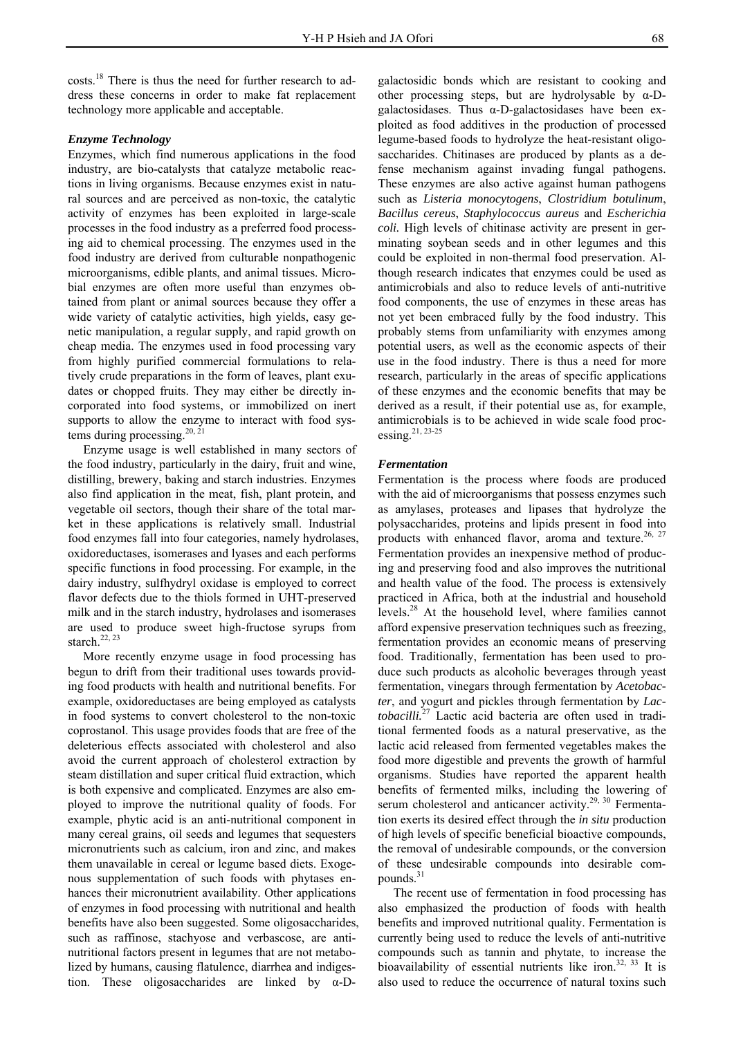costs.[18] There is thus the need for further research to address these concerns in order to make fat replacement technology more applicable and acceptable.

### *Enzyme Technology*

Enzymes, which find numerous applications in the food industry, are bio-catalysts that catalyze metabolic reactions in living organisms. Because enzymes exist in natural sources and are perceived as non-toxic, the catalytic activity of enzymes has been exploited in large-scale processes in the food industry as a preferred food processing aid to chemical processing. The enzymes used in the food industry are derived from culturable nonpathogenic microorganisms, edible plants, and animal tissues. Microbial enzymes are often more useful than enzymes obtained from plant or animal sources because they offer a wide variety of catalytic activities, high yields, easy genetic manipulation, a regular supply, and rapid growth on cheap media. The enzymes used in food processing vary from highly purified commercial formulations to relatively crude preparations in the form of leaves, plant exudates or chopped fruits. They may either be directly incorporated into food systems, or immobilized on inert supports to allow the enzyme to interact with food systems during processing.[20, 21]

Enzyme usage is well established in many sectors of the food industry, particularly in the dairy, fruit and wine, distilling, brewery, baking and starch industries. Enzymes also find application in the meat, fish, plant protein, and vegetable oil sectors, though their share of the total market in these applications is relatively small. Industrial food enzymes fall into four categories, namely hydrolases, oxidoreductases, isomerases and lyases and each performs specific functions in food processing. For example, in the dairy industry, sulfhydryl oxidase is employed to correct flavor defects due to the thiols formed in UHT-preserved milk and in the starch industry, hydrolases and isomerases are used to produce sweet high-fructose syrups from starch.[22, 23]

More recently enzyme usage in food processing has begun to drift from their traditional uses towards providing food products with health and nutritional benefits. For example, oxidoreductases are being employed as catalysts in food systems to convert cholesterol to the non-toxic coprostanol. This usage provides foods that are free of the deleterious effects associated with cholesterol and also avoid the current approach of cholesterol extraction by steam distillation and super critical fluid extraction, which is both expensive and complicated. Enzymes are also employed to improve the nutritional quality of foods. For example, phytic acid is an anti-nutritional component in many cereal grains, oil seeds and legumes that sequesters micronutrients such as calcium, iron and zinc, and makes them unavailable in cereal or legume based diets. Exogenous supplementation of such foods with phytases enhances their micronutrient availability. Other applications of enzymes in food processing with nutritional and health benefits have also been suggested. Some oligosaccharides, such as raffinose, stachyose and verbascose, are anti-nutritional factors present in legumes that are not metabolized by humans, causing flatulence, diarrhea and indigestion. These oligosaccharides are linked by α-D-galactosidic bonds which are resistant to cooking and other processing steps, but are hydrolysable by α-D-galactosidases. Thus α-D-galactosidases have been exploited as food additives in the production of processed legume-based foods to hydrolyze the heat-resistant oligosaccharides. Chitinases are produced by plants as a defense mechanism against invading fungal pathogens. These enzymes are also active against human pathogens such as *Listeria monocytogens*, *Clostridium botulinum*, *Bacillus cereus*, *Staphylococcus aureus* and *Escherichia coli*. High levels of chitinase activity are present in germinating soybean seeds and in other legumes and this could be exploited in non-thermal food preservation. Although research indicates that enzymes could be used as antimicrobials and also to reduce levels of anti-nutritive food components, the use of enzymes in these areas has not yet been embraced fully by the food industry. This probably stems from unfamiliarity with enzymes among potential users, as well as the economic aspects of their use in the food industry. There is thus a need for more research, particularly in the areas of specific applications of these enzymes and the economic benefits that may be derived as a result, if their potential use as, for example, antimicrobials is to be achieved in wide scale food processing.[21, 23-25]

### *Fermentation*

Fermentation is the process where foods are produced with the aid of microorganisms that possess enzymes such as amylases, proteases and lipases that hydrolyze the polysaccharides, proteins and lipids present in food into products with enhanced flavor, aroma and texture.[26, 27] Fermentation provides an inexpensive method of producing and preserving food and also improves the nutritional and health value of the food. The process is extensively practiced in Africa, both at the industrial and household levels.[28] At the household level, where families cannot afford expensive preservation techniques such as freezing, fermentation provides an economic means of preserving food. Traditionally, fermentation has been used to produce such products as alcoholic beverages through yeast fermentation, vinegars through fermentation by *Acetobacter*, and yogurt and pickles through fermentation by *Lactobacilli*.[27] Lactic acid bacteria are often used in traditional fermented foods as a natural preservative, as the lactic acid released from fermented vegetables makes the food more digestible and prevents the growth of harmful organisms. Studies have reported the apparent health benefits of fermented milks, including the lowering of serum cholesterol and anticancer activity.[29, 30] Fermentation exerts its desired effect through the *in situ* production of high levels of specific beneficial bioactive compounds, the removal of undesirable compounds, or the conversion of these undesirable compounds into desirable compounds.[31]

The recent use of fermentation in food processing has also emphasized the production of foods with health benefits and improved nutritional quality. Fermentation is currently being used to reduce the levels of anti-nutritive compounds such as tannin and phytate, to increase the bioavailability of essential nutrients like iron.[32, 33] It is also used to reduce the occurrence of natural toxins such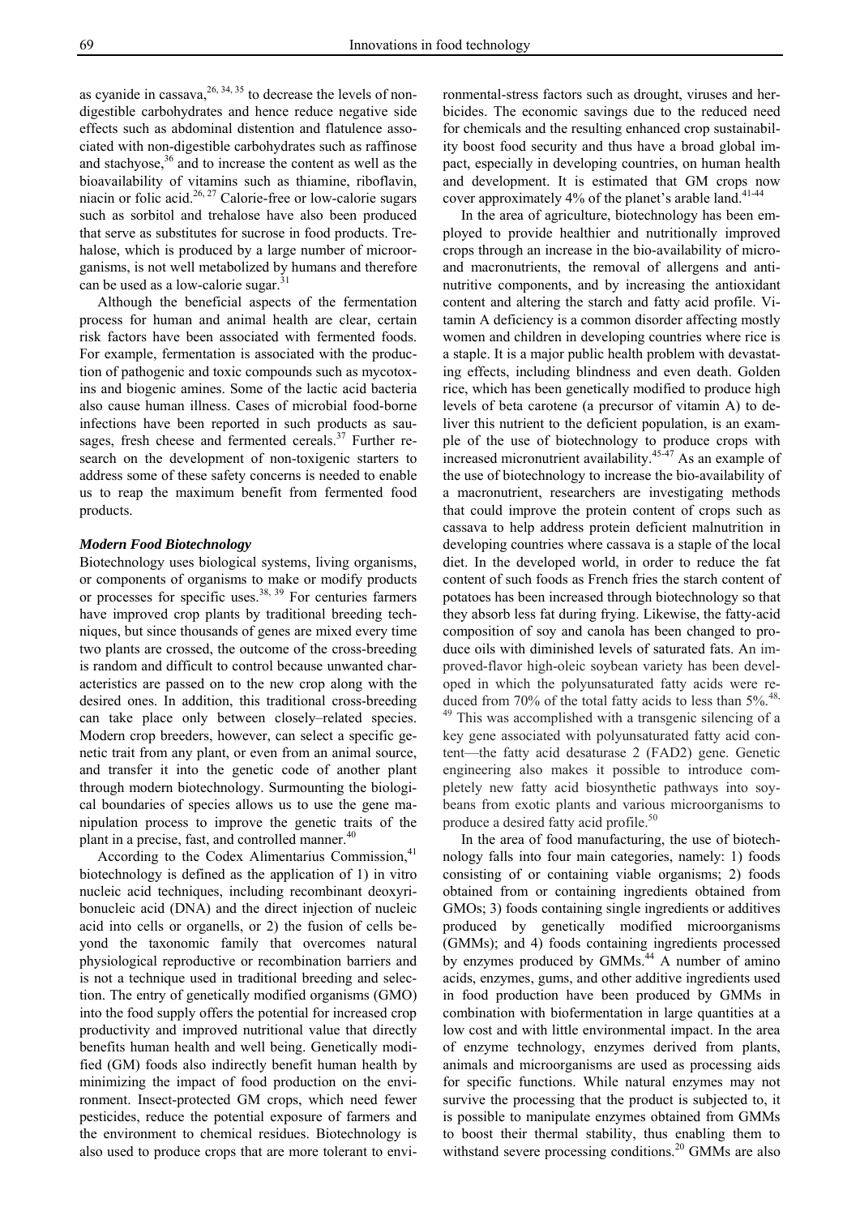as cyanide in cassava,[26, 34, 35] to decrease the levels of non-digestible carbohydrates and hence reduce negative side effects such as abdominal distention and flatulence associated with non-digestible carbohydrates such as raffinose and stachyose,[36] and to increase the content as well as the bioavailability of vitamins such as thiamine, riboflavin, niacin or folic acid.[26, 27] Calorie-free or low-calorie sugars such as sorbitol and trehalose have also been produced that serve as substitutes for sucrose in food products. Trehalose, which is produced by a large number of microorganisms, is not well metabolized by humans and therefore can be used as a low-calorie sugar.[31]

Although the beneficial aspects of the fermentation process for human and animal health are clear, certain risk factors have been associated with fermented foods. For example, fermentation is associated with the production of pathogenic and toxic compounds such as mycotoxins and biogenic amines. Some of the lactic acid bacteria also cause human illness. Cases of microbial food-borne infections have been reported in such products as sausages, fresh cheese and fermented cereals.[37] Further research on the development of non-toxigenic starters to address some of these safety concerns is needed to enable us to reap the maximum benefit from fermented food products.

### *Modern Food Biotechnology*

Biotechnology uses biological systems, living organisms, or components of organisms to make or modify products or processes for specific uses.[38, 39] For centuries farmers have improved crop plants by traditional breeding techniques, but since thousands of genes are mixed every time two plants are crossed, the outcome of the cross-breeding is random and difficult to control because unwanted characteristics are passed on to the new crop along with the desired ones. In addition, this traditional cross-breeding can take place only between closely–related species. Modern crop breeders, however, can select a specific genetic trait from any plant, or even from an animal source, and transfer it into the genetic code of another plant through modern biotechnology. Surmounting the biological boundaries of species allows us to use the gene manipulation process to improve the genetic traits of the plant in a precise, fast, and controlled manner.[40]

According to the Codex Alimentarius Commission,[41] biotechnology is defined as the application of 1) in vitro nucleic acid techniques, including recombinant deoxyribonucleic acid (DNA) and the direct injection of nucleic acid into cells or organells, or 2) the fusion of cells beyond the taxonomic family that overcomes natural physiological reproductive or recombination barriers and is not a technique used in traditional breeding and selection. The entry of genetically modified organisms (GMO) into the food supply offers the potential for increased crop productivity and improved nutritional value that directly benefits human health and well being. Genetically modified (GM) foods also indirectly benefit human health by minimizing the impact of food production on the environment. Insect-protected GM crops, which need fewer pesticides, reduce the potential exposure of farmers and the environment to chemical residues. Biotechnology is also used to produce crops that are more tolerant to environmental-stress factors such as drought, viruses and herbicides. The economic savings due to the reduced need for chemicals and the resulting enhanced crop sustainability boost food security and thus have a broad global impact, especially in developing countries, on human health and development. It is estimated that GM crops now cover approximately 4% of the planet's arable land.[41-44]

In the area of agriculture, biotechnology has been employed to provide healthier and nutritionally improved crops through an increase in the bio-availability of micro- and macronutrients, the removal of allergens and anti-nutritive components, and by increasing the antioxidant content and altering the starch and fatty acid profile. Vitamin A deficiency is a common disorder affecting mostly women and children in developing countries where rice is a staple. It is a major public health problem with devastating effects, including blindness and even death. Golden rice, which has been genetically modified to produce high levels of beta carotene (a precursor of vitamin A) to deliver this nutrient to the deficient population, is an example of the use of biotechnology to produce crops with increased micronutrient availability.[45-47] As an example of the use of biotechnology to increase the bio-availability of a macronutrient, researchers are investigating methods that could improve the protein content of crops such as cassava to help address protein deficient malnutrition in developing countries where cassava is a staple of the local diet. In the developed world, in order to reduce the fat content of such foods as French fries the starch content of potatoes has been increased through biotechnology so that they absorb less fat during frying. Likewise, the fatty-acid composition of soy and canola has been changed to produce oils with diminished levels of saturated fats. An improved-flavor high-oleic soybean variety has been developed in which the polyunsaturated fatty acids were reduced from 70% of the total fatty acids to less than 5%.[48, 49] This was accomplished with a transgenic silencing of a key gene associated with polyunsaturated fatty acid content—the fatty acid desaturase 2 (FAD2) gene. Genetic engineering also makes it possible to introduce completely new fatty acid biosynthetic pathways into soybeans from exotic plants and various microorganisms to produce a desired fatty acid profile.[50]

In the area of food manufacturing, the use of biotechnology falls into four main categories, namely: 1) foods consisting of or containing viable organisms; 2) foods obtained from or containing ingredients obtained from GMOs; 3) foods containing single ingredients or additives produced by genetically modified microorganisms (GMMs); and 4) foods containing ingredients processed by enzymes produced by GMMs.[44] A number of amino acids, enzymes, gums, and other additive ingredients used in food production have been produced by GMMs in combination with biofermentation in large quantities at a low cost and with little environmental impact. In the area of enzyme technology, enzymes derived from plants, animals and microorganisms are used as processing aids for specific functions. While natural enzymes may not survive the processing that the product is subjected to, it is possible to manipulate enzymes obtained from GMMs to boost their thermal stability, thus enabling them to withstand severe processing conditions.[20] GMMs are also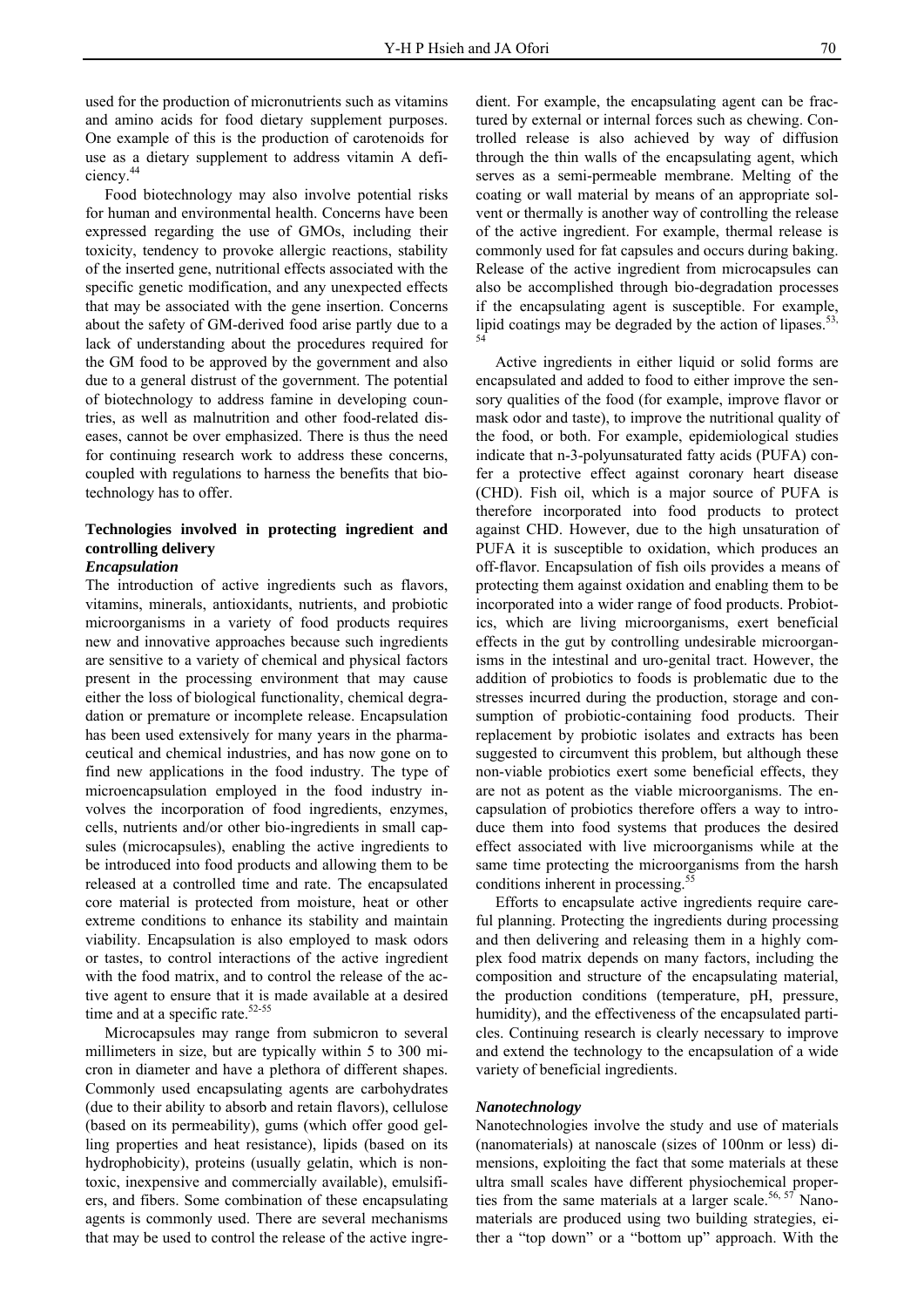used for the production of micronutrients such as vitamins and amino acids for food dietary supplement purposes. One example of this is the production of carotenoids for use as a dietary supplement to address vitamin A deficiency.[44]

Food biotechnology may also involve potential risks for human and environmental health. Concerns have been expressed regarding the use of GMOs, including their toxicity, tendency to provoke allergic reactions, stability of the inserted gene, nutritional effects associated with the specific genetic modification, and any unexpected effects that may be associated with the gene insertion. Concerns about the safety of GM-derived food arise partly due to a lack of understanding about the procedures required for the GM food to be approved by the government and also due to a general distrust of the government. The potential of biotechnology to address famine in developing countries, as well as malnutrition and other food-related diseases, cannot be over emphasized. There is thus the need for continuing research work to address these concerns, coupled with regulations to harness the benefits that biotechnology has to offer.

## Technologies involved in protecting ingredient and controlling delivery

### *Encapsulation*

The introduction of active ingredients such as flavors, vitamins, minerals, antioxidants, nutrients, and probiotic microorganisms in a variety of food products requires new and innovative approaches because such ingredients are sensitive to a variety of chemical and physical factors present in the processing environment that may cause either the loss of biological functionality, chemical degradation or premature or incomplete release. Encapsulation has been used extensively for many years in the pharmaceutical and chemical industries, and has now gone on to find new applications in the food industry. The type of microencapsulation employed in the food industry involves the incorporation of food ingredients, enzymes, cells, nutrients and/or other bio-ingredients in small capsules (microcapsules), enabling the active ingredients to be introduced into food products and allowing them to be released at a controlled time and rate. The encapsulated core material is protected from moisture, heat or other extreme conditions to enhance its stability and maintain viability. Encapsulation is also employed to mask odors or tastes, to control interactions of the active ingredient with the food matrix, and to control the release of the active agent to ensure that it is made available at a desired time and at a specific rate.[52-55]

Microcapsules may range from submicron to several millimeters in size, but are typically within 5 to 300 micron in diameter and have a plethora of different shapes. Commonly used encapsulating agents are carbohydrates (due to their ability to absorb and retain flavors), cellulose (based on its permeability), gums (which offer good gelling properties and heat resistance), lipids (based on its hydrophobicity), proteins (usually gelatin, which is nontoxic, inexpensive and commercially available), emulsifiers, and fibers. Some combination of these encapsulating agents is commonly used. There are several mechanisms that may be used to control the release of the active ingredient. For example, the encapsulating agent can be fractured by external or internal forces such as chewing. Controlled release is also achieved by way of diffusion through the thin walls of the encapsulating agent, which serves as a semi-permeable membrane. Melting of the coating or wall material by means of an appropriate solvent or thermally is another way of controlling the release of the active ingredient. For example, thermal release is commonly used for fat capsules and occurs during baking. Release of the active ingredient from microcapsules can also be accomplished through bio-degradation processes if the encapsulating agent is susceptible. For example, lipid coatings may be degraded by the action of lipases.[53, 54]

Active ingredients in either liquid or solid forms are encapsulated and added to food to either improve the sensory qualities of the food (for example, improve flavor or mask odor and taste), to improve the nutritional quality of the food, or both. For example, epidemiological studies indicate that n-3-polyunsaturated fatty acids (PUFA) confer a protective effect against coronary heart disease (CHD). Fish oil, which is a major source of PUFA is therefore incorporated into food products to protect against CHD. However, due to the high unsaturation of PUFA it is susceptible to oxidation, which produces an off-flavor. Encapsulation of fish oils provides a means of protecting them against oxidation and enabling them to be incorporated into a wider range of food products. Probiotics, which are living microorganisms, exert beneficial effects in the gut by controlling undesirable microorganisms in the intestinal and uro-genital tract. However, the addition of probiotics to foods is problematic due to the stresses incurred during the production, storage and consumption of probiotic-containing food products. Their replacement by probiotic isolates and extracts has been suggested to circumvent this problem, but although these non-viable probiotics exert some beneficial effects, they are not as potent as the viable microorganisms. The encapsulation of probiotics therefore offers a way to introduce them into food systems that produces the desired effect associated with live microorganisms while at the same time protecting the microorganisms from the harsh conditions inherent in processing.[55]

Efforts to encapsulate active ingredients require careful planning. Protecting the ingredients during processing and then delivering and releasing them in a highly complex food matrix depends on many factors, including the composition and structure of the encapsulating material, the production conditions (temperature, pH, pressure, humidity), and the effectiveness of the encapsulated particles. Continuing research is clearly necessary to improve and extend the technology to the encapsulation of a wide variety of beneficial ingredients.

### *Nanotechnology*

Nanotechnologies involve the study and use of materials (nanomaterials) at nanoscale (sizes of 100nm or less) dimensions, exploiting the fact that some materials at these ultra small scales have different physiochemical properties from the same materials at a larger scale.[56, 57] Nanomaterials are produced using two building strategies, either a "top down" or a "bottom up" approach. With the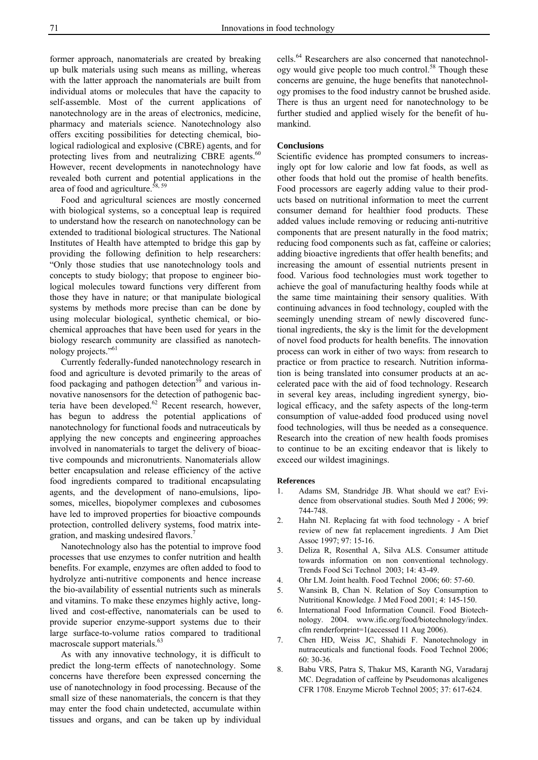former approach, nanomaterials are created by breaking up bulk materials using such means as milling, whereas with the latter approach the nanomaterials are built from individual atoms or molecules that have the capacity to self-assemble. Most of the current applications of nanotechnology are in the areas of electronics, medicine, pharmacy and materials science. Nanotechnology also offers exciting possibilities for detecting chemical, biological radiological and explosive (CBRE) agents, and for protecting lives from and neutralizing CBRE agents.[60] However, recent developments in nanotechnology have revealed both current and potential applications in the area of food and agriculture.[58, 59]

Food and agricultural sciences are mostly concerned with biological systems, so a conceptual leap is required to understand how the research on nanotechnology can be extended to traditional biological structures. The National Institutes of Health have attempted to bridge this gap by providing the following definition to help researchers: "Only those studies that use nanotechnology tools and concepts to study biology; that propose to engineer biological molecules toward functions very different from those they have in nature; or that manipulate biological systems by methods more precise than can be done by using molecular biological, synthetic chemical, or biochemical approaches that have been used for years in the biology research community are classified as nanotechnology projects."[61]

Currently federally-funded nanotechnology research in food and agriculture is devoted primarily to the areas of food packaging and pathogen detection[59] and various innovative nanosensors for the detection of pathogenic bacteria have been developed.[62] Recent research, however, has begun to address the potential applications of nanotechnology for functional foods and nutraceuticals by applying the new concepts and engineering approaches involved in nanomaterials to target the delivery of bioactive compounds and micronutrients. Nanomaterials allow better encapsulation and release efficiency of the active food ingredients compared to traditional encapsulating agents, and the development of nano-emulsions, liposomes, micelles, biopolymer complexes and cubosomes have led to improved properties for bioactive compounds protection, controlled delivery systems, food matrix integration, and masking undesired flavors.[7]

Nanotechnology also has the potential to improve food processes that use enzymes to confer nutrition and health benefits. For example, enzymes are often added to food to hydrolyze anti-nutritive components and hence increase the bio-availability of essential nutrients such as minerals and vitamins. To make these enzymes highly active, long-lived and cost-effective, nanomaterials can be used to provide superior enzyme-support systems due to their large surface-to-volume ratios compared to traditional macroscale support materials.[63]

As with any innovative technology, it is difficult to predict the long-term effects of nanotechnology. Some concerns have therefore been expressed concerning the use of nanotechnology in food processing. Because of the small size of these nanomaterials, the concern is that they may enter the food chain undetected, accumulate within tissues and organs, and can be taken up by individual cells.[64] Researchers are also concerned that nanotechnology would give people too much control.[58] Though these concerns are genuine, the huge benefits that nanotechnology promises to the food industry cannot be brushed aside. There is thus an urgent need for nanotechnology to be further studied and applied wisely for the benefit of humankind.

**Conclusions**

Scientific evidence has prompted consumers to increasingly opt for low calorie and low fat foods, as well as other foods that hold out the promise of health benefits. Food processors are eagerly adding value to their products based on nutritional information to meet the current consumer demand for healthier food products. These added values include removing or reducing anti-nutritive components that are present naturally in the food matrix; reducing food components such as fat, caffeine or calories; adding bioactive ingredients that offer health benefits; and increasing the amount of essential nutrients present in food. Various food technologies must work together to achieve the goal of manufacturing healthy foods while at the same time maintaining their sensory qualities. With continuing advances in food technology, coupled with the seemingly unending stream of newly discovered functional ingredients, the sky is the limit for the development of novel food products for health benefits. The innovation process can work in either of two ways: from research to practice or from practice to research. Nutrition information is being translated into consumer products at an accelerated pace with the aid of food technology. Research in several key areas, including ingredient synergy, biological efficacy, and the safety aspects of the long-term consumption of value-added food produced using novel food technologies, will thus be needed as a consequence. Research into the creation of new health foods promises to continue to be an exciting endeavor that is likely to exceed our wildest imaginings.

**References**

1. Adams SM, Standridge JB. What should we eat? Evidence from observational studies. South Med J 2006; 99: 744-748.
2. Hahn NI. Replacing fat with food technology - A brief review of new fat replacement ingredients. J Am Diet Assoc 1997; 97: 15-16.
3. Deliza R, Rosenthal A, Silva ALS. Consumer attitude towards information on non conventional technology. Trends Food Sci Technol 2003; 14: 43-49.
4. Ohr LM. Joint health. Food Technol 2006; 60: 57-60.
5. Wansink B, Chan N. Relation of Soy Consumption to Nutritional Knowledge. J Med Food 2001; 4: 145-150.
6. International Food Information Council. Food Biotechnology. 2004. www.ific.org/food/biotechnology/index.cfm renderforprint=1(accessed 11 Aug 2006).
7. Chen HD, Weiss JC, Shahidi F. Nanotechnology in nutraceuticals and functional foods. Food Technol 2006; 60: 30-36.
8. Babu VRS, Patra S, Thakur MS, Karanth NG, Varadaraj MC. Degradation of caffeine by Pseudomonas alcaligenes CFR 1708. Enzyme Microb Technol 2005; 37: 617-624.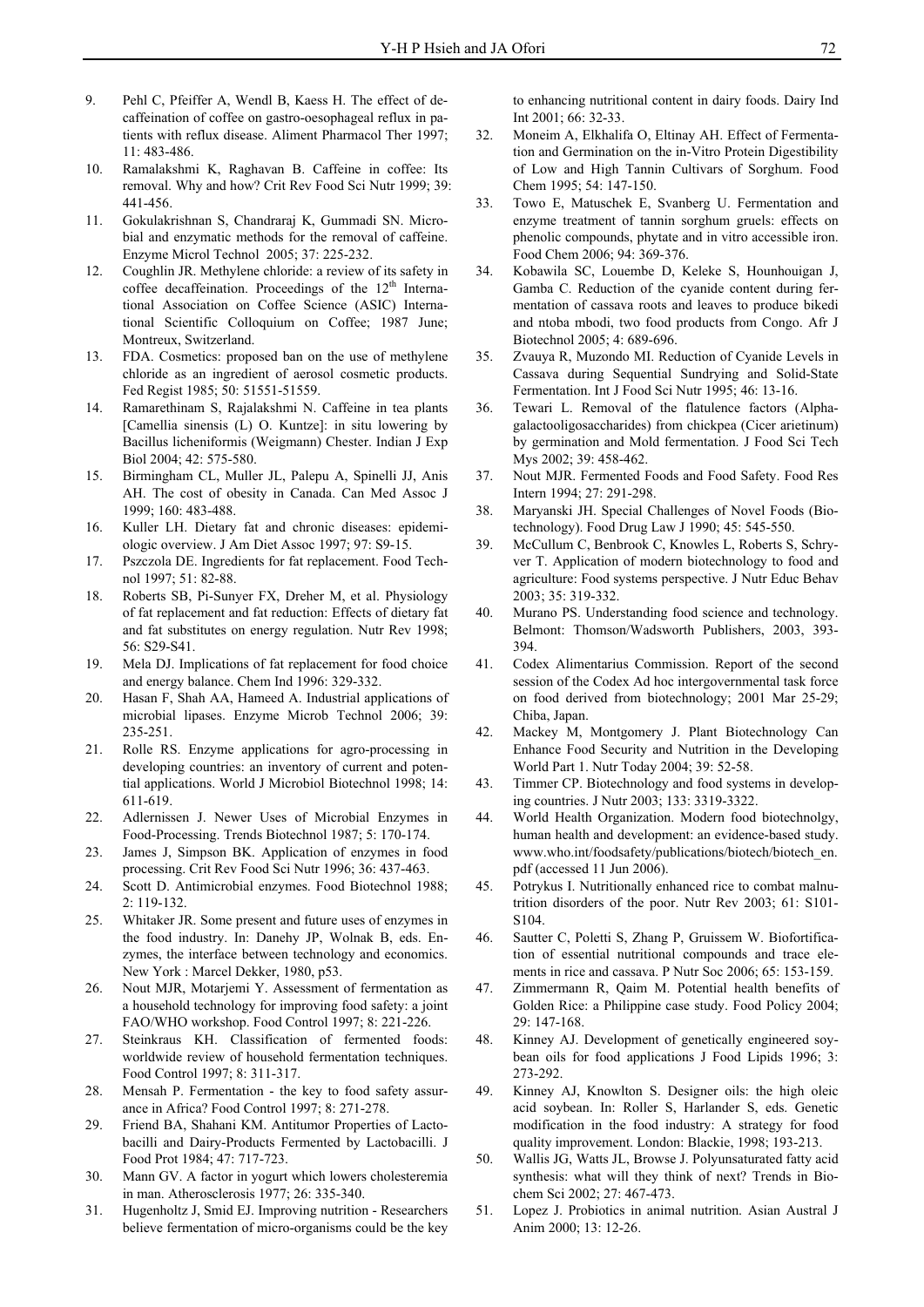9. Pehl C, Pfeiffer A, Wendl B, Kaess H. The effect of decaffeination of coffee on gastro-oesophageal reflux in patients with reflux disease. Aliment Pharmacol Ther 1997; 11: 483-486.
10. Ramalakshmi K, Raghavan B. Caffeine in coffee: Its removal. Why and how? Crit Rev Food Sci Nutr 1999; 39: 441-456.
11. Gokulakrishnan S, Chandraraj K, Gummadi SN. Microbial and enzymatic methods for the removal of caffeine. Enzyme Microl Technol 2005; 37: 225-232.
12. Coughlin JR. Methylene chloride: a review of its safety in coffee decaffeination. Proceedings of the 12th International Association on Coffee Science (ASIC) International Scientific Colloquium on Coffee; 1987 June; Montreux, Switzerland.
13. FDA. Cosmetics: proposed ban on the use of methylene chloride as an ingredient of aerosol cosmetic products. Fed Regist 1985; 50: 51551-51559.
14. Ramarethinam S, Rajalakshmi N. Caffeine in tea plants [Camellia sinensis (L) O. Kuntze]: in situ lowering by Bacillus licheniformis (Weigmann) Chester. Indian J Exp Biol 2004; 42: 575-580.
15. Birmingham CL, Muller JL, Palepu A, Spinelli JJ, Anis AH. The cost of obesity in Canada. Can Med Assoc J 1999; 160: 483-488.
16. Kuller LH. Dietary fat and chronic diseases: epidemiologic overview. J Am Diet Assoc 1997; 97: S9-15.
17. Pszczola DE. Ingredients for fat replacement. Food Technol 1997; 51: 82-88.
18. Roberts SB, Pi-Sunyer FX, Dreher M, et al. Physiology of fat replacement and fat reduction: Effects of dietary fat and fat substitutes on energy regulation. Nutr Rev 1998; 56: S29-S41.
19. Mela DJ. Implications of fat replacement for food choice and energy balance. Chem Ind 1996: 329-332.
20. Hasan F, Shah AA, Hameed A. Industrial applications of microbial lipases. Enzyme Microb Technol 2006; 39: 235-251.
21. Rolle RS. Enzyme applications for agro-processing in developing countries: an inventory of current and potential applications. World J Microbiol Biotechnol 1998; 14: 611-619.
22. Adlernissen J. Newer Uses of Microbial Enzymes in Food-Processing. Trends Biotechnol 1987; 5: 170-174.
23. James J, Simpson BK. Application of enzymes in food processing. Crit Rev Food Sci Nutr 1996; 36: 437-463.
24. Scott D. Antimicrobial enzymes. Food Biotechnol 1988; 2: 119-132.
25. Whitaker JR. Some present and future uses of enzymes in the food industry. In: Danehy JP, Wolnak B, eds. Enzymes, the interface between technology and economics. New York : Marcel Dekker, 1980, p53.
26. Nout MJR, Motarjemi Y. Assessment of fermentation as a household technology for improving food safety: a joint FAO/WHO workshop. Food Control 1997; 8: 221-226.
27. Steinkraus KH. Classification of fermented foods: worldwide review of household fermentation techniques. Food Control 1997; 8: 311-317.
28. Mensah P. Fermentation - the key to food safety assurance in Africa? Food Control 1997; 8: 271-278.
29. Friend BA, Shahani KM. Antitumor Properties of Lactobacilli and Dairy-Products Fermented by Lactobacilli. J Food Prot 1984; 47: 717-723.
30. Mann GV. A factor in yogurt which lowers cholesteremia in man. Atherosclerosis 1977; 26: 335-340.
31. Hugenholtz J, Smid EJ. Improving nutrition - Researchers believe fermentation of micro-organisms could be the key to enhancing nutritional content in dairy foods. Dairy Ind Int 2001; 66: 32-33.
32. Moneim A, Elkhalifa O, Eltinay AH. Effect of Fermentation and Germination on the in-Vitro Protein Digestibility of Low and High Tannin Cultivars of Sorghum. Food Chem 1995; 54: 147-150.
33. Towo E, Matuschek E, Svanberg U. Fermentation and enzyme treatment of tannin sorghum gruels: effects on phenolic compounds, phytate and in vitro accessible iron. Food Chem 2006; 94: 369-376.
34. Kobawila SC, Louembe D, Keleke S, Hounhouigan J, Gamba C. Reduction of the cyanide content during fermentation of cassava roots and leaves to produce bikedi and ntoba mbodi, two food products from Congo. Afr J Biotechnol 2005; 4: 689-696.
35. Zvauya R, Muzondo MI. Reduction of Cyanide Levels in Cassava during Sequential Sundrying and Solid-State Fermentation. Int J Food Sci Nutr 1995; 46: 13-16.
36. Tewari L. Removal of the flatulence factors (Alpha-galactooligosaccharides) from chickpea (Cicer arietinum) by germination and Mold fermentation. J Food Sci Tech Mys 2002; 39: 458-462.
37. Nout MJR. Fermented Foods and Food Safety. Food Res Intern 1994; 27: 291-298.
38. Maryanski JH. Special Challenges of Novel Foods (Biotechnology). Food Drug Law J 1990; 45: 545-550.
39. McCullum C, Benbrook C, Knowles L, Roberts S, Schryver T. Application of modern biotechnology to food and agriculture: Food systems perspective. J Nutr Educ Behav 2003; 35: 319-332.
40. Murano PS. Understanding food science and technology. Belmont: Thomson/Wadsworth Publishers, 2003, 393-394.
41. Codex Alimentarius Commission. Report of the second session of the Codex Ad hoc intergovernmental task force on food derived from biotechnology; 2001 Mar 25-29; Chiba, Japan.
42. Mackey M, Montgomery J. Plant Biotechnology Can Enhance Food Security and Nutrition in the Developing World Part 1. Nutr Today 2004; 39: 52-58.
43. Timmer CP. Biotechnology and food systems in developing countries. J Nutr 2003; 133: 3319-3322.
44. World Health Organization. Modern food biotechnolgy, human health and development: an evidence-based study. www.who.int/foodsafety/publications/biotech/biotech_en.pdf (accessed 11 Jun 2006).
45. Potrykus I. Nutritionally enhanced rice to combat malnutrition disorders of the poor. Nutr Rev 2003; 61: S101-S104.
46. Sautter C, Poletti S, Zhang P, Gruissem W. Biofortification of essential nutritional compounds and trace elements in rice and cassava. P Nutr Soc 2006; 65: 153-159.
47. Zimmermann R, Qaim M. Potential health benefits of Golden Rice: a Philippine case study. Food Policy 2004; 29: 147-168.
48. Kinney AJ. Development of genetically engineered soybean oils for food applications J Food Lipids 1996; 3: 273-292.
49. Kinney AJ, Knowlton S. Designer oils: the high oleic acid soybean. In: Roller S, Harlander S, eds. Genetic modification in the food industry: A strategy for food quality improvement. London: Blackie, 1998; 193-213.
50. Wallis JG, Watts JL, Browse J. Polyunsaturated fatty acid synthesis: what will they think of next? Trends in Biochem Sci 2002; 27: 467-473.
51. Lopez J. Probiotics in animal nutrition. Asian Austral J Anim 2000; 13: 12-26.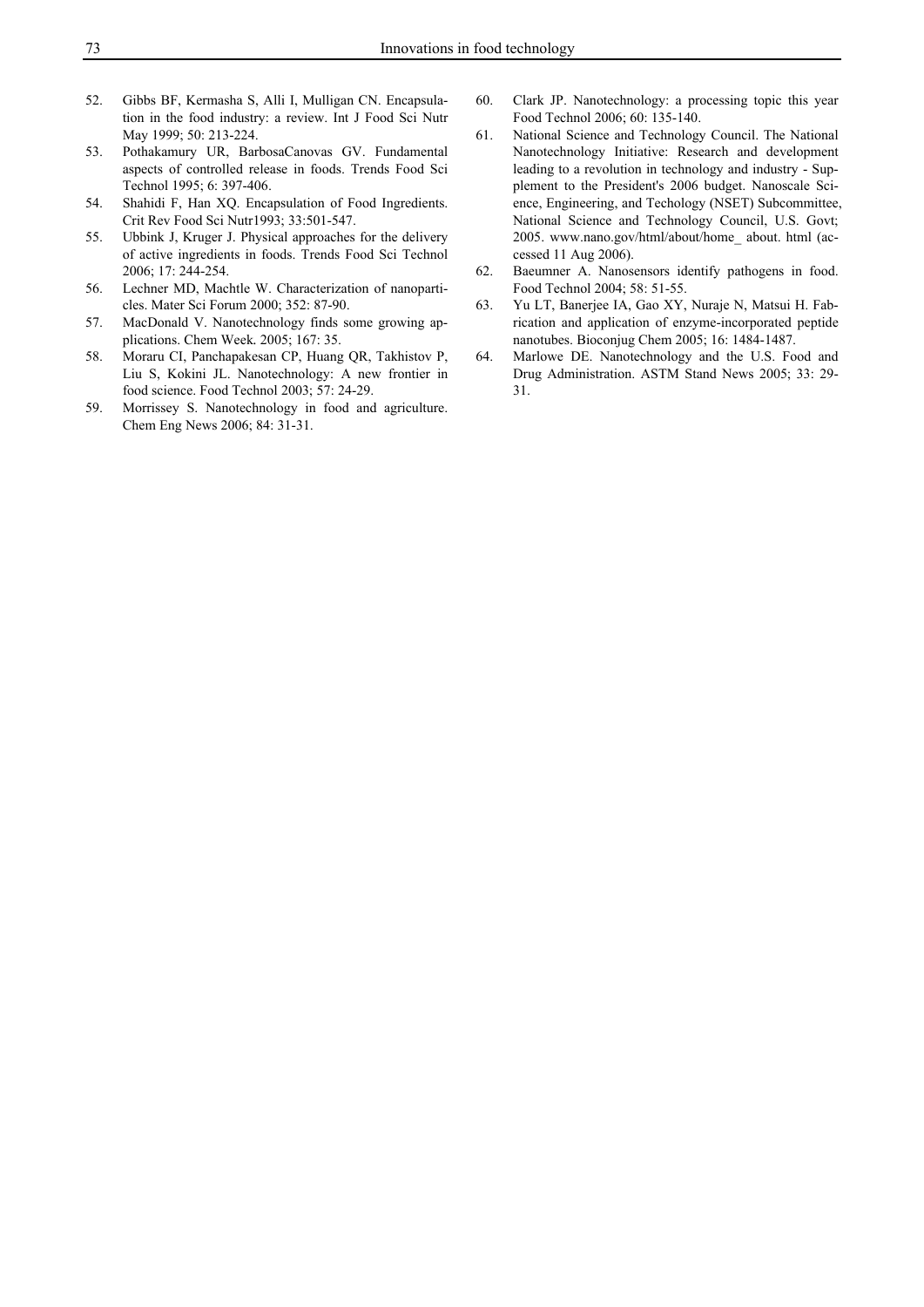52. Gibbs BF, Kermasha S, Alli I, Mulligan CN. Encapsulation in the food industry: a review. Int J Food Sci Nutr May 1999; 50: 213-224.
53. Pothakamury UR, BarbosaCanovas GV. Fundamental aspects of controlled release in foods. Trends Food Sci Technol 1995; 6: 397-406.
54. Shahidi F, Han XQ. Encapsulation of Food Ingredients. Crit Rev Food Sci Nutr1993; 33:501-547.
55. Ubbink J, Kruger J. Physical approaches for the delivery of active ingredients in foods. Trends Food Sci Technol 2006; 17: 244-254.
56. Lechner MD, Machtle W. Characterization of nanoparticles. Mater Sci Forum 2000; 352: 87-90.
57. MacDonald V. Nanotechnology finds some growing applications. Chem Week. 2005; 167: 35.
58. Moraru CI, Panchapakesan CP, Huang QR, Takhistov P, Liu S, Kokini JL. Nanotechnology: A new frontier in food science. Food Technol 2003; 57: 24-29.
59. Morrissey S. Nanotechnology in food and agriculture. Chem Eng News 2006; 84: 31-31.
60. Clark JP. Nanotechnology: a processing topic this year Food Technol 2006; 60: 135-140.
61. National Science and Technology Council. The National Nanotechnology Initiative: Research and development leading to a revolution in technology and industry - Supplement to the President's 2006 budget. Nanoscale Science, Engineering, and Techology (NSET) Subcommittee, National Science and Technology Council, U.S. Govt; 2005. www.nano.gov/html/about/home_ about. html (accessed 11 Aug 2006).
62. Baeumner A. Nanosensors identify pathogens in food. Food Technol 2004; 58: 51-55.
63. Yu LT, Banerjee IA, Gao XY, Nuraje N, Matsui H. Fabrication and application of enzyme-incorporated peptide nanotubes. Bioconjug Chem 2005; 16: 1484-1487.
64. Marlowe DE. Nanotechnology and the U.S. Food and Drug Administration. ASTM Stand News 2005; 33: 29-31.